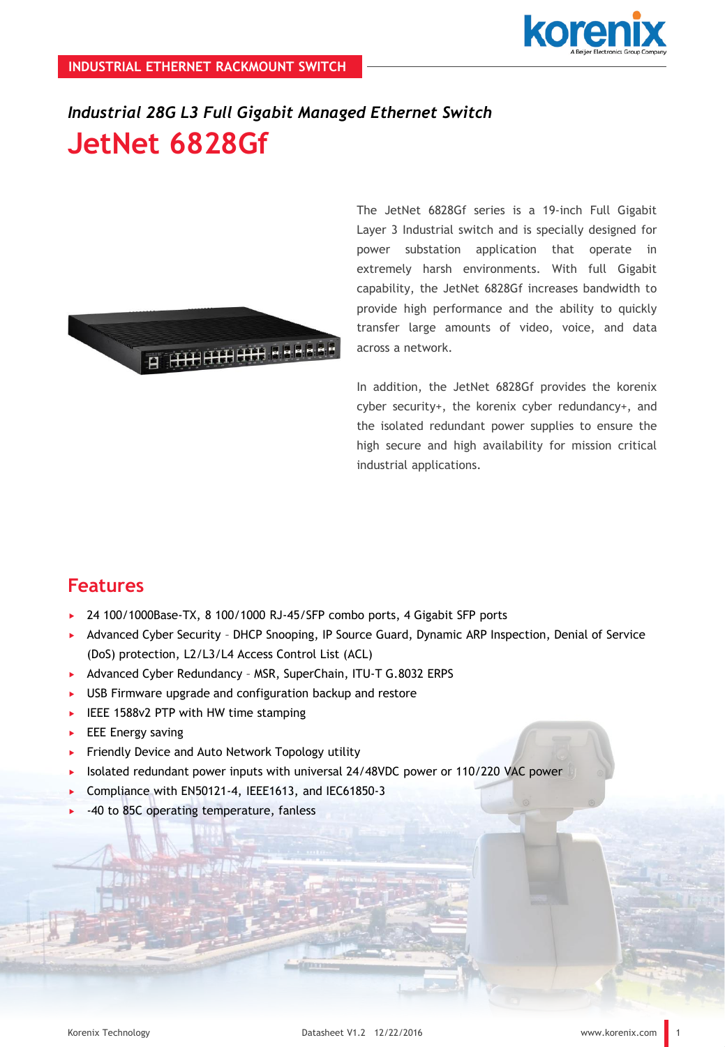INDUSTRIAL ETHERNET RACKMOUNT SWITCH

*Industrial 28G L3 Full Gigabit Managed Ethernet Switch*

# JetNet 6828Gf

The JetNet 6828Gf series is a 19-inch Full Gigabit Layer 3 Industrial switch and is specially designed for power substation application that operate in extremely harsh environments. With full Gigabit capability, the JetNet 6828Gf increases bandwidth to provide high performance and the ability to quickly transfer large amounts of video, voice, and data across a network.

In addition, the JetNet 6828Gf provides the korenix cyber security+, the korenix cyber redundancy+, and the isolated redundant power supplies to ensure the high secure and high availability for mission critical industrial applications.

## Features

- 24 100/1000Base-TX, 8 100/1000 RJ-45/SFP combo ports, 4 Gigabit SFP ports
- Advanced Cyber Security – DHCP Snooping, IP Source Guard, Dynamic ARP Inspection, Denial of Service (DoS) protection, L2/L3/L4 Access Control List (ACL)
- Advanced Cyber Redundancy – MSR, SuperChain, ITU-T G.8032 ERPS
- USB Firmware upgrade and configuration backup and restore
- IEEE 1588v2 PTP with HW time stamping
- EEE Energy saving
- Friendly Device and Auto Network Topology utility
- Isolated redundant power inputs with universal 24/48VDC power or 110/220 VAC power
- Compliance with EN50121-4, IEEE1613, and IEC61850-3
- -40 to 85C operating temperature, fanless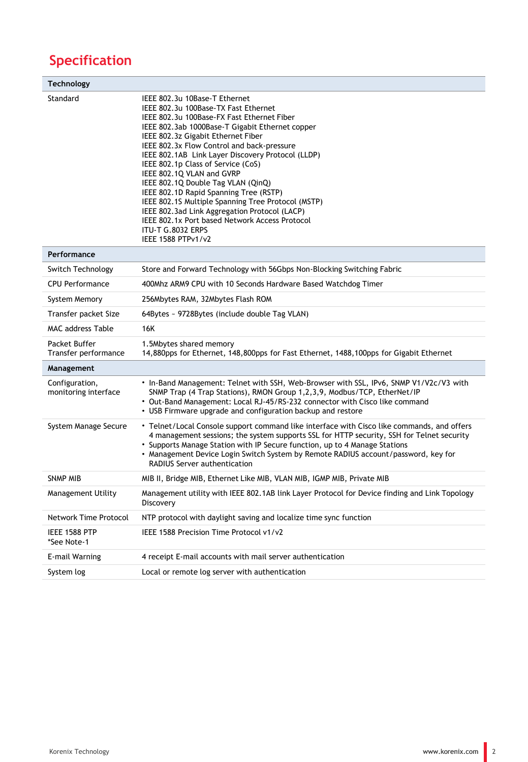## Specification

| **Technology** | |
|---|---|
| Standard | IEEE 802.3u 10Base-T Ethernet<br>IEEE 802.3u 100Base-TX Fast Ethernet<br>IEEE 802.3u 100Base-FX Fast Ethernet Fiber<br>IEEE 802.3ab 1000Base-T Gigabit Ethernet copper<br>IEEE 802.3z Gigabit Ethernet Fiber<br>IEEE 802.3x Flow Control and back-pressure<br>IEEE 802.1AB Link Layer Discovery Protocol (LLDP)<br>IEEE 802.1p Class of Service (CoS)<br>IEEE 802.1Q VLAN and GVRP<br>IEEE 802.1Q Double Tag VLAN (QinQ)<br>IEEE 802.1D Rapid Spanning Tree (RSTP)<br>IEEE 802.1S Multiple Spanning Tree Protocol (MSTP)<br>IEEE 802.3ad Link Aggregation Protocol (LACP)<br>IEEE 802.1x Port based Network Access Protocol<br>ITU-T G.8032 ERPS<br>IEEE 1588 PTPv1/v2 |
| **Performance** | |
| Switch Technology | Store and Forward Technology with 56Gbps Non-Blocking Switching Fabric |
| CPU Performance | 400Mhz ARM9 CPU with 10 Seconds Hardware Based Watchdog Timer |
| System Memory | 256Mbytes RAM, 32Mbytes Flash ROM |
| Transfer packet Size | 64Bytes ~ 9728Bytes (include double Tag VLAN) |
| MAC address Table | 16K |
| Packet Buffer<br>Transfer performance | 1.5Mbytes shared memory<br>14,880pps for Ethernet, 148,800pps for Fast Ethernet, 1488,100pps for Gigabit Ethernet |
| **Management** | |
| Configuration, monitoring interface | • In-Band Management: Telnet with SSH, Web-Browser with SSL, IPv6, SNMP V1/V2c/V3 with SNMP Trap (4 Trap Stations), RMON Group 1,2,3,9, Modbus/TCP, EtherNet/IP<br>• Out-Band Management: Local RJ-45/RS-232 connector with Cisco like command<br>• USB Firmware upgrade and configuration backup and restore |
| System Manage Secure | • Telnet/Local Console support command like interface with Cisco like commands, and offers 4 management sessions; the system supports SSL for HTTP security, SSH for Telnet security<br>• Supports Manage Station with IP Secure function, up to 4 Manage Stations<br>• Management Device Login Switch System by Remote RADIUS account/password, key for RADIUS Server authentication |
| SNMP MIB | MIB II, Bridge MIB, Ethernet Like MIB, VLAN MIB, IGMP MIB, Private MIB |
| Management Utility | Management utility with IEEE 802.1AB link Layer Protocol for Device finding and Link Topology Discovery |
| Network Time Protocol | NTP protocol with daylight saving and localize time sync function |
| IEEE 1588 PTP<br>*See Note-1 | IEEE 1588 Precision Time Protocol v1/v2 |
| E-mail Warning | 4 receipt E-mail accounts with mail server authentication |
| System log | Local or remote log server with authentication |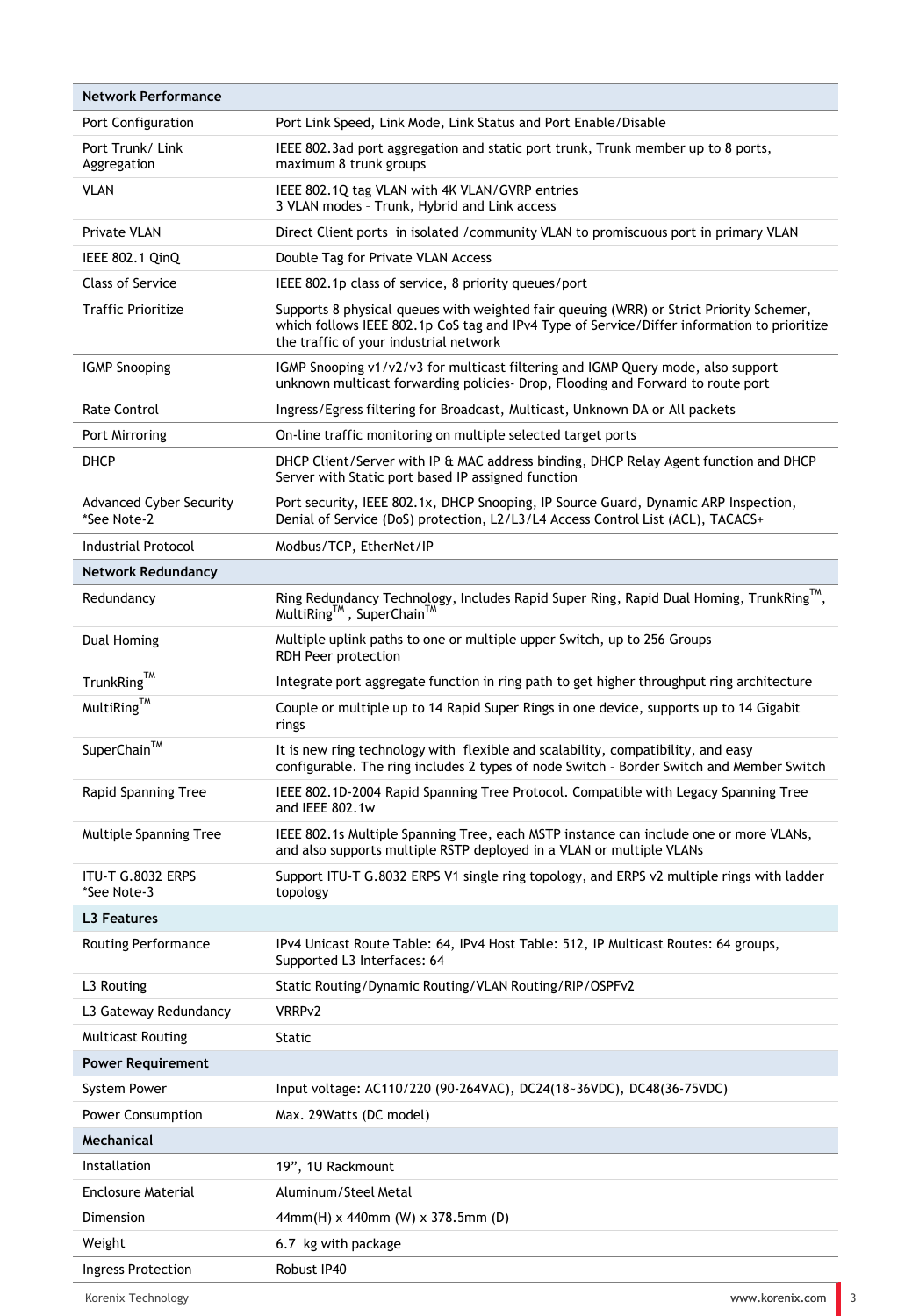| Network Performance | |
|---|---|
| Port Configuration | Port Link Speed, Link Mode, Link Status and Port Enable/Disable |
| Port Trunk/ Link Aggregation | IEEE 802.3ad port aggregation and static port trunk, Trunk member up to 8 ports, maximum 8 trunk groups |
| VLAN | IEEE 802.1Q tag VLAN with 4K VLAN/GVRP entries<br>3 VLAN modes – Trunk, Hybrid and Link access |
| Private VLAN | Direct Client ports in isolated /community VLAN to promiscuous port in primary VLAN |
| IEEE 802.1 QinQ | Double Tag for Private VLAN Access |
| Class of Service | IEEE 802.1p class of service, 8 priority queues/port |
| Traffic Prioritize | Supports 8 physical queues with weighted fair queuing (WRR) or Strict Priority Schemer, which follows IEEE 802.1p CoS tag and IPv4 Type of Service/Differ information to prioritize the traffic of your industrial network |
| IGMP Snooping | IGMP Snooping v1/v2/v3 for multicast filtering and IGMP Query mode, also support unknown multicast forwarding policies- Drop, Flooding and Forward to route port |
| Rate Control | Ingress/Egress filtering for Broadcast, Multicast, Unknown DA or All packets |
| Port Mirroring | On-line traffic monitoring on multiple selected target ports |
| DHCP | DHCP Client/Server with IP & MAC address binding, DHCP Relay Agent function and DHCP Server with Static port based IP assigned function |
| Advanced Cyber Security *See Note-2 | Port security, IEEE 802.1x, DHCP Snooping, IP Source Guard, Dynamic ARP Inspection, Denial of Service (DoS) protection, L2/L3/L4 Access Control List (ACL), TACACS+ |
| Industrial Protocol | Modbus/TCP, EtherNet/IP |
| **Network Redundancy** | |
| Redundancy | Ring Redundancy Technology, Includes Rapid Super Ring, Rapid Dual Homing, TrunkRing™, MultiRing™ , SuperChain™ |
| Dual Homing | Multiple uplink paths to one or multiple upper Switch, up to 256 Groups<br>RDH Peer protection |
| TrunkRing™ | Integrate port aggregate function in ring path to get higher throughput ring architecture |
| MultiRing™ | Couple or multiple up to 14 Rapid Super Rings in one device, supports up to 14 Gigabit rings |
| SuperChain™ | It is new ring technology with flexible and scalability, compatibility, and easy configurable. The ring includes 2 types of node Switch – Border Switch and Member Switch |
| Rapid Spanning Tree | IEEE 802.1D-2004 Rapid Spanning Tree Protocol. Compatible with Legacy Spanning Tree and IEEE 802.1w |
| Multiple Spanning Tree | IEEE 802.1s Multiple Spanning Tree, each MSTP instance can include one or more VLANs, and also supports multiple RSTP deployed in a VLAN or multiple VLANs |
| ITU-T G.8032 ERPS *See Note-3 | Support ITU-T G.8032 ERPS V1 single ring topology, and ERPS v2 multiple rings with ladder topology |
| **L3 Features** | |
| Routing Performance | IPv4 Unicast Route Table: 64, IPv4 Host Table: 512, IP Multicast Routes: 64 groups, Supported L3 Interfaces: 64 |
| L3 Routing | Static Routing/Dynamic Routing/VLAN Routing/RIP/OSPFv2 |
| L3 Gateway Redundancy | VRRPv2 |
| Multicast Routing | Static |
| **Power Requirement** | |
| System Power | Input voltage: AC110/220 (90-264VAC), DC24(18~36VDC), DC48(36-75VDC) |
| Power Consumption | Max. 29Watts (DC model) |
| **Mechanical** | |
| Installation | 19", 1U Rackmount |
| Enclosure Material | Aluminum/Steel Metal |
| Dimension | 44mm(H) x 440mm (W) x 378.5mm (D) |
| Weight | 6.7 kg with package |
| Ingress Protection | Robust IP40 |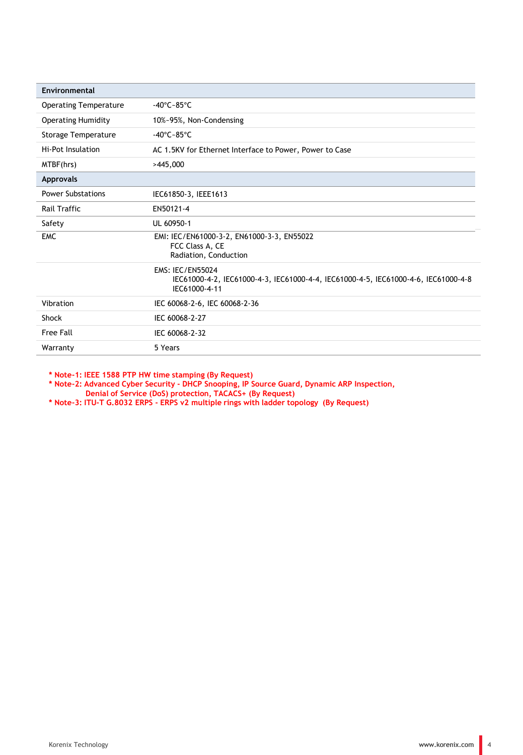| Environmental | |
|---|---|
| Operating Temperature | -40°C~85°C |
| Operating Humidity | 10%~95%, Non-Condensing |
| Storage Temperature | -40°C~85°C |
| Hi-Pot Insulation | AC 1.5KV for Ethernet Interface to Power, Power to Case |
| MTBF(hrs) | >445,000 |
| **Approvals** | |
| Power Substations | IEC61850-3, IEEE1613 |
| Rail Traffic | EN50121-4 |
| Safety | UL 60950-1 |
| EMC | EMI: IEC/EN61000-3-2, EN61000-3-3, EN55022<br>FCC Class A, CE<br>Radiation, Conduction |
| | EMS: IEC/EN55024<br>IEC61000-4-2, IEC61000-4-3, IEC61000-4-4, IEC61000-4-5, IEC61000-4-6, IEC61000-4-8<br>IEC61000-4-11 |
| Vibration | IEC 60068-2-6, IEC 60068-2-36 |
| Shock | IEC 60068-2-27 |
| Free Fall | IEC 60068-2-32 |
| Warranty | 5 Years |

**\* Note-1: IEEE 1588 PTP HW time stamping (By Request)**
**\* Note-2: Advanced Cyber Security - DHCP Snooping, IP Source Guard, Dynamic ARP Inspection, Denial of Service (DoS) protection, TACACS+ (By Request)**
**\* Note-3: ITU-T G.8032 ERPS - ERPS v2 multiple rings with ladder topology (By Request)**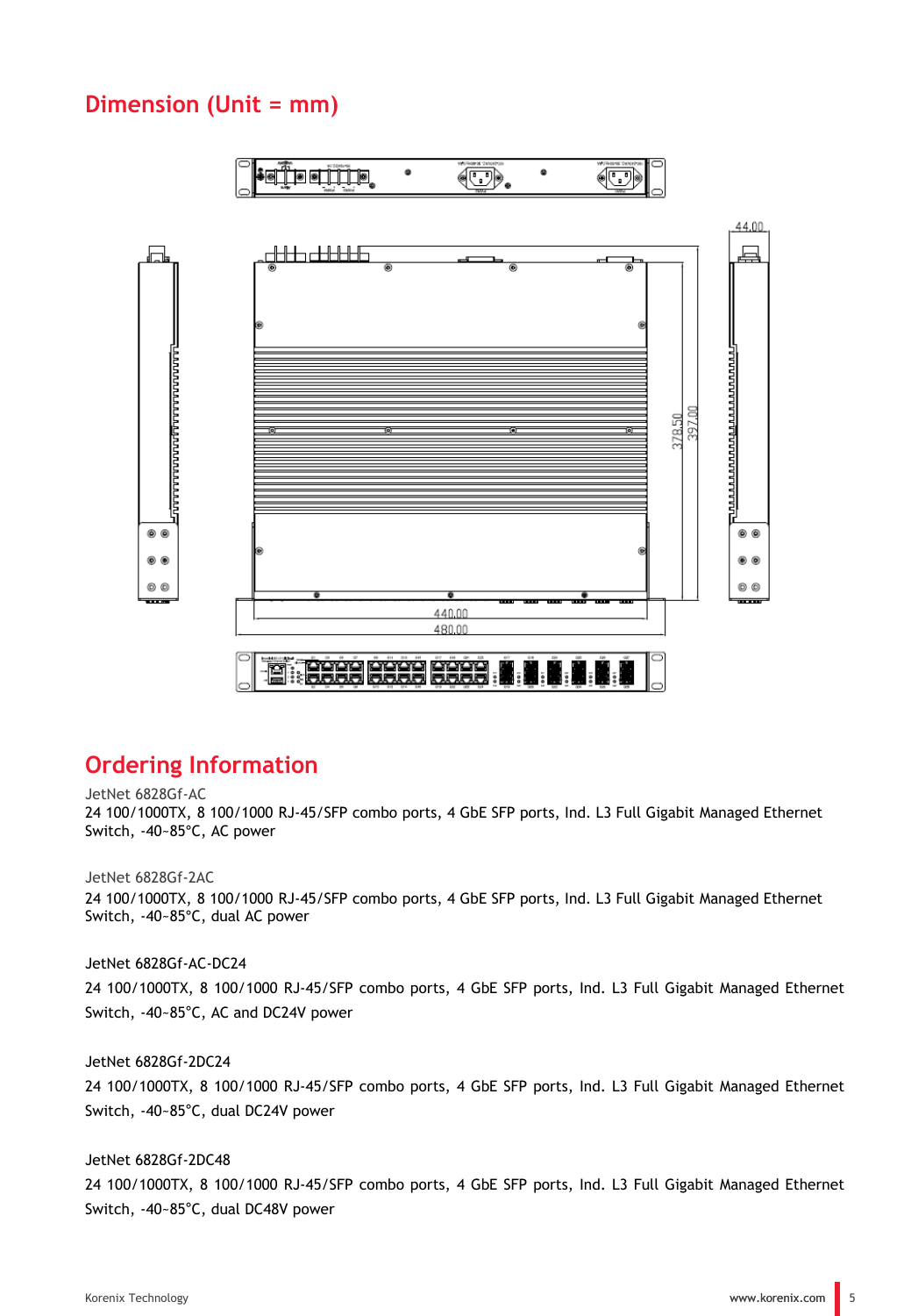## Dimension (Unit = mm)

44.00

378.50

397.00

440.00

480.00

## Ordering Information

JetNet 6828Gf-AC
24 100/1000TX, 8 100/1000 RJ-45/SFP combo ports, 4 GbE SFP ports, Ind. L3 Full Gigabit Managed Ethernet Switch, -40~85°C, AC power

JetNet 6828Gf-2AC
24 100/1000TX, 8 100/1000 RJ-45/SFP combo ports, 4 GbE SFP ports, Ind. L3 Full Gigabit Managed Ethernet Switch, -40~85°C, dual AC power

JetNet 6828Gf-AC-DC24
24 100/1000TX, 8 100/1000 RJ-45/SFP combo ports, 4 GbE SFP ports, Ind. L3 Full Gigabit Managed Ethernet Switch, -40~85°C, AC and DC24V power

JetNet 6828Gf-2DC24
24 100/1000TX, 8 100/1000 RJ-45/SFP combo ports, 4 GbE SFP ports, Ind. L3 Full Gigabit Managed Ethernet Switch, -40~85°C, dual DC24V power

JetNet 6828Gf-2DC48
24 100/1000TX, 8 100/1000 RJ-45/SFP combo ports, 4 GbE SFP ports, Ind. L3 Full Gigabit Managed Ethernet Switch, -40~85°C, dual DC48V power